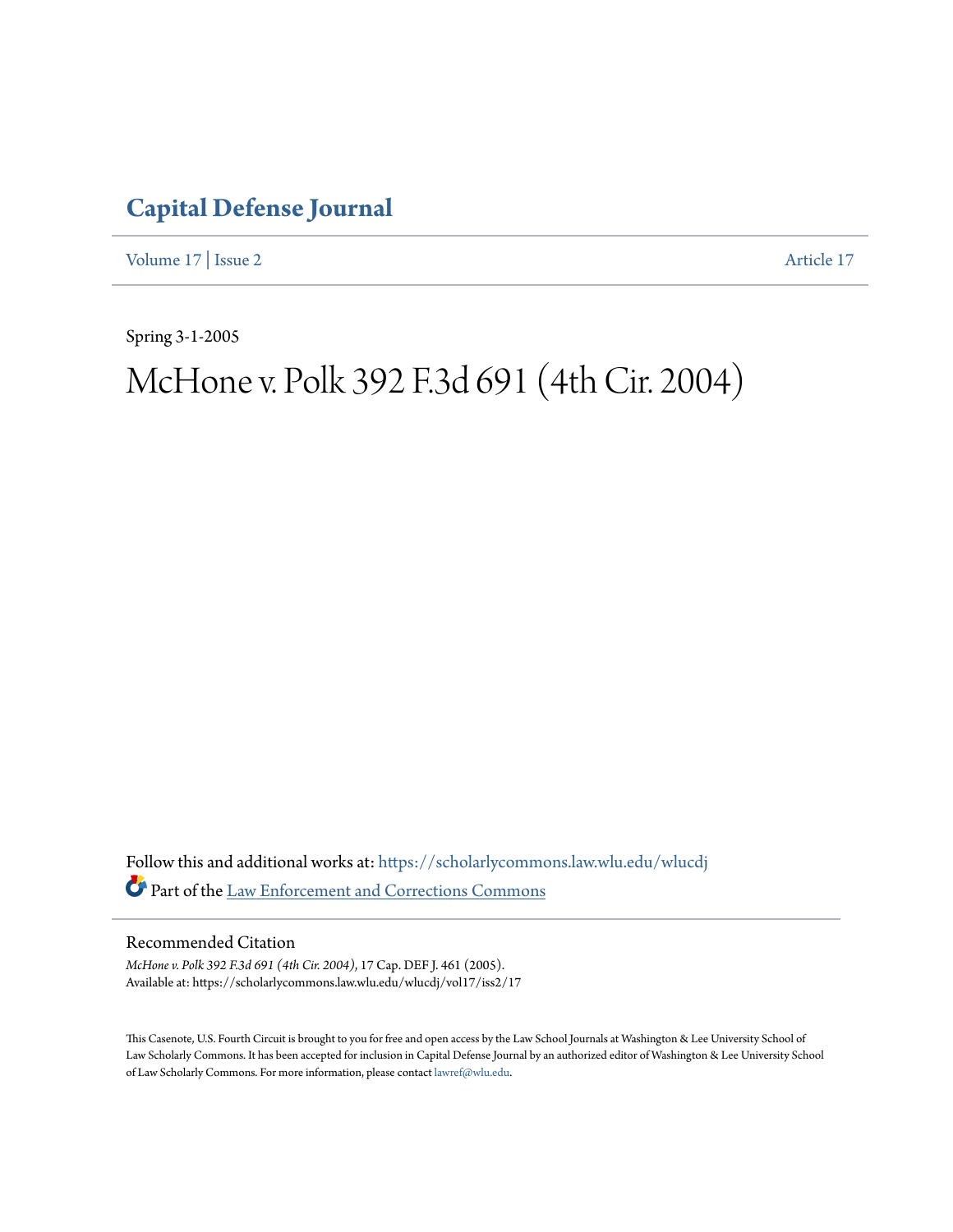# Capital Defense Journal

Volume 17 | Issue 2 Article 17

Spring 3-1-2005

# McHone v. Polk 392 F.3d 691 (4th Cir. 2004)

Follow this and additional works at: https://scholarlycommons.law.wlu.edu/wlucdj

Part of the Law Enforcement and Corrections Commons

## Recommended Citation

*McHone v. Polk 392 F.3d 691 (4th Cir. 2004)*, 17 Cap. DEF J. 461 (2005).
Available at: https://scholarlycommons.law.wlu.edu/wlucdj/vol17/iss2/17

This Casenote, U.S. Fourth Circuit is brought to you for free and open access by the Law School Journals at Washington & Lee University School of Law Scholarly Commons. It has been accepted for inclusion in Capital Defense Journal by an authorized editor of Washington & Lee University School of Law Scholarly Commons. For more information, please contact lawref@wlu.edu.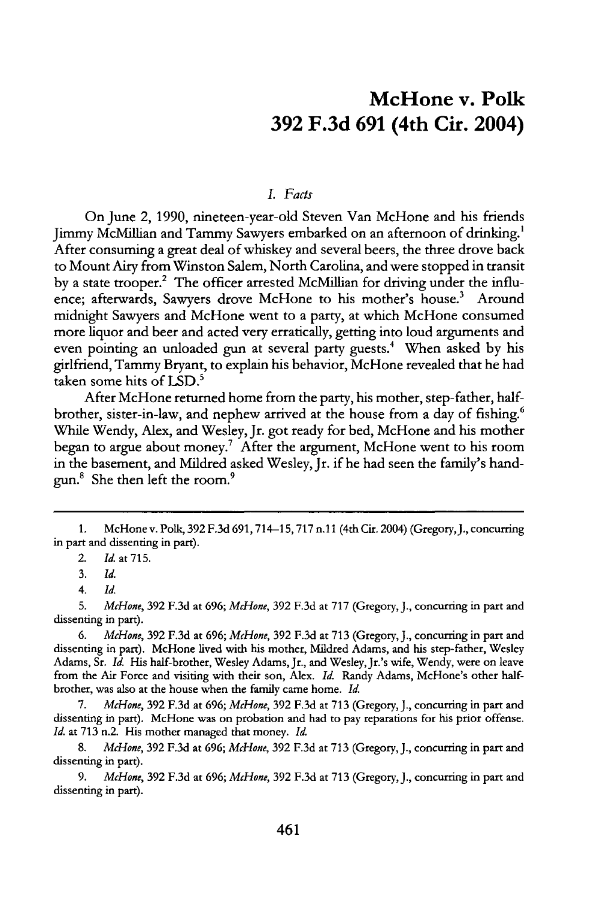# McHone v. Polk
# 392 F.3d 691 (4th Cir. 2004)

## *I. Facts*

On June 2, 1990, nineteen-year-old Steven Van McHone and his friends Jimmy McMillian and Tammy Sawyers embarked on an afternoon of drinking.[1] After consuming a great deal of whiskey and several beers, the three drove back to Mount Airy from Winston Salem, North Carolina, and were stopped in transit by a state trooper.[2] The officer arrested McMillian for driving under the influence; afterwards, Sawyers drove McHone to his mother's house.[3] Around midnight Sawyers and McHone went to a party, at which McHone consumed more liquor and beer and acted very erratically, getting into loud arguments and even pointing an unloaded gun at several party guests.[4] When asked by his girlfriend, Tammy Bryant, to explain his behavior, McHone revealed that he had taken some hits of LSD.[5]

After McHone returned home from the party, his mother, step-father, half-brother, sister-in-law, and nephew arrived at the house from a day of fishing.[6] While Wendy, Alex, and Wesley, Jr. got ready for bed, McHone and his mother began to argue about money.[7] After the argument, McHone went to his room in the basement, and Mildred asked Wesley, Jr. if he had seen the family's handgun.[8] She then left the room.[9]

---

1. McHone v. Polk, 392 F.3d 691, 714–15, 717 n.11 (4th Cir. 2004) (Gregory, J., concurring in part and dissenting in part).

2. *Id.* at 715.

3. *Id.*

4. *Id.*

5. *McHone*, 392 F.3d at 696; *McHone*, 392 F.3d at 717 (Gregory, J., concurring in part and dissenting in part).

6. *McHone*, 392 F.3d at 696; *McHone*, 392 F.3d at 713 (Gregory, J., concurring in part and dissenting in part). McHone lived with his mother, Mildred Adams, and his step-father, Wesley Adams, Sr. *Id.* His half-brother, Wesley Adams, Jr., and Wesley, Jr.'s wife, Wendy, were on leave from the Air Force and visiting with their son, Alex. *Id.* Randy Adams, McHone's other half-brother, was also at the house when the family came home. *Id.*

7. *McHone*, 392 F.3d at 696; *McHone*, 392 F.3d at 713 (Gregory, J., concurring in part and dissenting in part). McHone was on probation and had to pay reparations for his prior offense. *Id.* at 713 n.2. His mother managed that money. *Id.*

8. *McHone*, 392 F.3d at 696; *McHone*, 392 F.3d at 713 (Gregory, J., concurring in part and dissenting in part).

9. *McHone*, 392 F.3d at 696; *McHone*, 392 F.3d at 713 (Gregory, J., concurring in part and dissenting in part).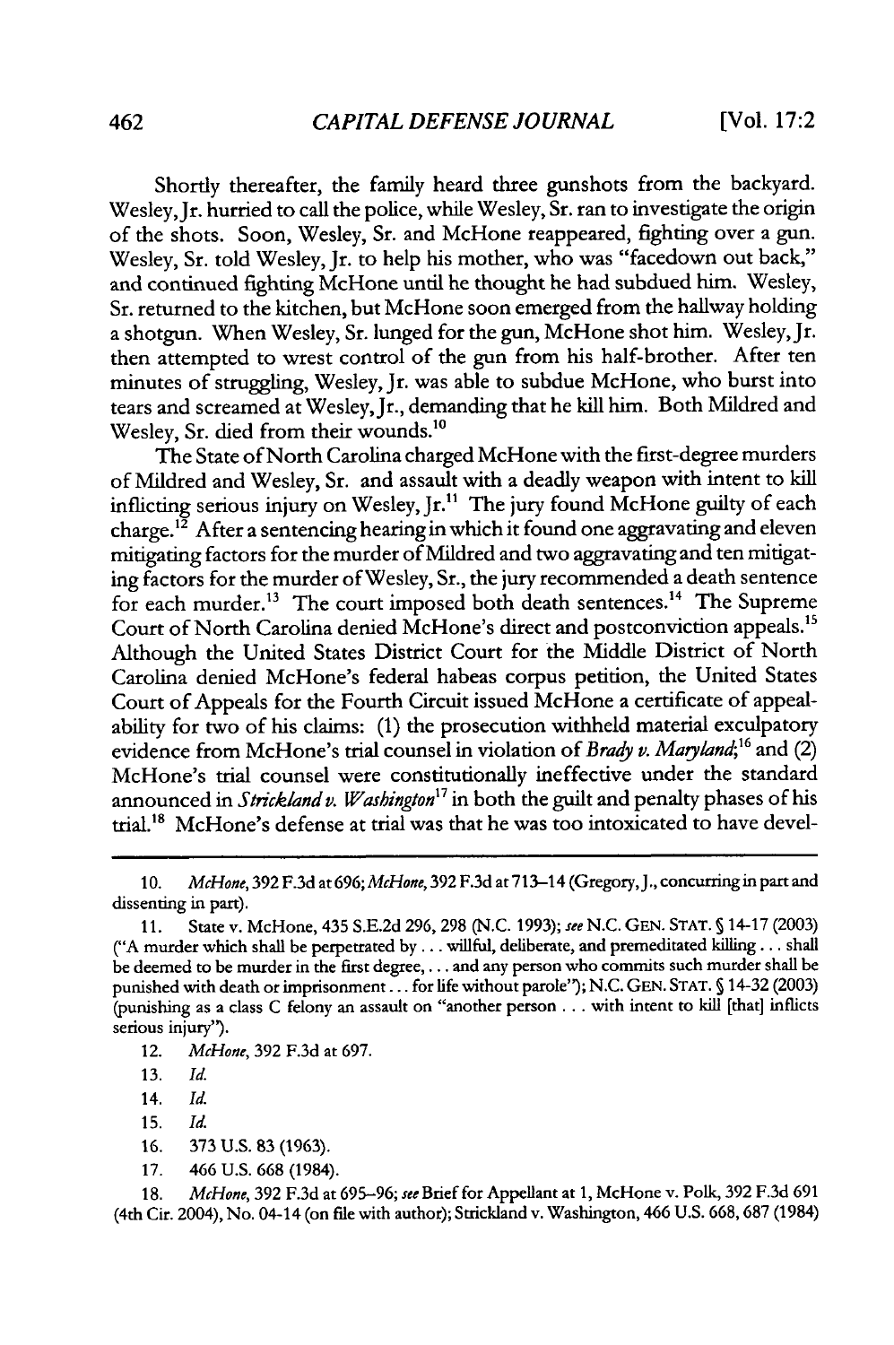Shortly thereafter, the family heard three gunshots from the backyard. Wesley, Jr. hurried to call the police, while Wesley, Sr. ran to investigate the origin of the shots. Soon, Wesley, Sr. and McHone reappeared, fighting over a gun. Wesley, Sr. told Wesley, Jr. to help his mother, who was "facedown out back," and continued fighting McHone until he thought he had subdued him. Wesley, Sr. returned to the kitchen, but McHone soon emerged from the hallway holding a shotgun. When Wesley, Sr. lunged for the gun, McHone shot him. Wesley, Jr. then attempted to wrest control of the gun from his half-brother. After ten minutes of struggling, Wesley, Jr. was able to subdue McHone, who burst into tears and screamed at Wesley, Jr., demanding that he kill him. Both Mildred and Wesley, Sr. died from their wounds.[10]

The State of North Carolina charged McHone with the first-degree murders of Mildred and Wesley, Sr. and assault with a deadly weapon with intent to kill inflicting serious injury on Wesley, Jr.[11] The jury found McHone guilty of each charge.[12] After a sentencing hearing in which it found one aggravating and eleven mitigating factors for the murder of Mildred and two aggravating and ten mitigating factors for the murder of Wesley, Sr., the jury recommended a death sentence for each murder.[13] The court imposed both death sentences.[14] The Supreme Court of North Carolina denied McHone's direct and postconviction appeals.[15] Although the United States District Court for the Middle District of North Carolina denied McHone's federal habeas corpus petition, the United States Court of Appeals for the Fourth Circuit issued McHone a certificate of appealability for two of his claims: (1) the prosecution withheld material exculpatory evidence from McHone's trial counsel in violation of *Brady v. Maryland*;[16] and (2) McHone's trial counsel were constitutionally ineffective under the standard announced in *Strickland v. Washington*[17] in both the guilt and penalty phases of his trial.[18] McHone's defense at trial was that he was too intoxicated to have devel-

---

10. *McHone*, 392 F.3d at 696; *McHone*, 392 F.3d at 713–14 (Gregory, J., concurring in part and dissenting in part).

11. State v. McHone, 435 S.E.2d 296, 298 (N.C. 1993); *see* N.C. GEN. STAT. § 14-17 (2003) ("A murder which shall be perpetrated by . . . willful, deliberate, and premeditated killing . . . shall be deemed to be murder in the first degree, . . . and any person who commits such murder shall be punished with death or imprisonment . . . for life without parole"); N.C. GEN. STAT. § 14-32 (2003) (punishing as a class C felony an assault on "another person . . . with intent to kill [that] inflicts serious injury").

12. *McHone*, 392 F.3d at 697.

13. *Id.*

14. *Id.*

15. *Id.*

16. 373 U.S. 83 (1963).

17. 466 U.S. 668 (1984).

18. *McHone*, 392 F.3d at 695–96; *see* Brief for Appellant at 1, McHone v. Polk, 392 F.3d 691 (4th Cir. 2004), No. 04-14 (on file with author); Strickland v. Washington, 466 U.S. 668, 687 (1984)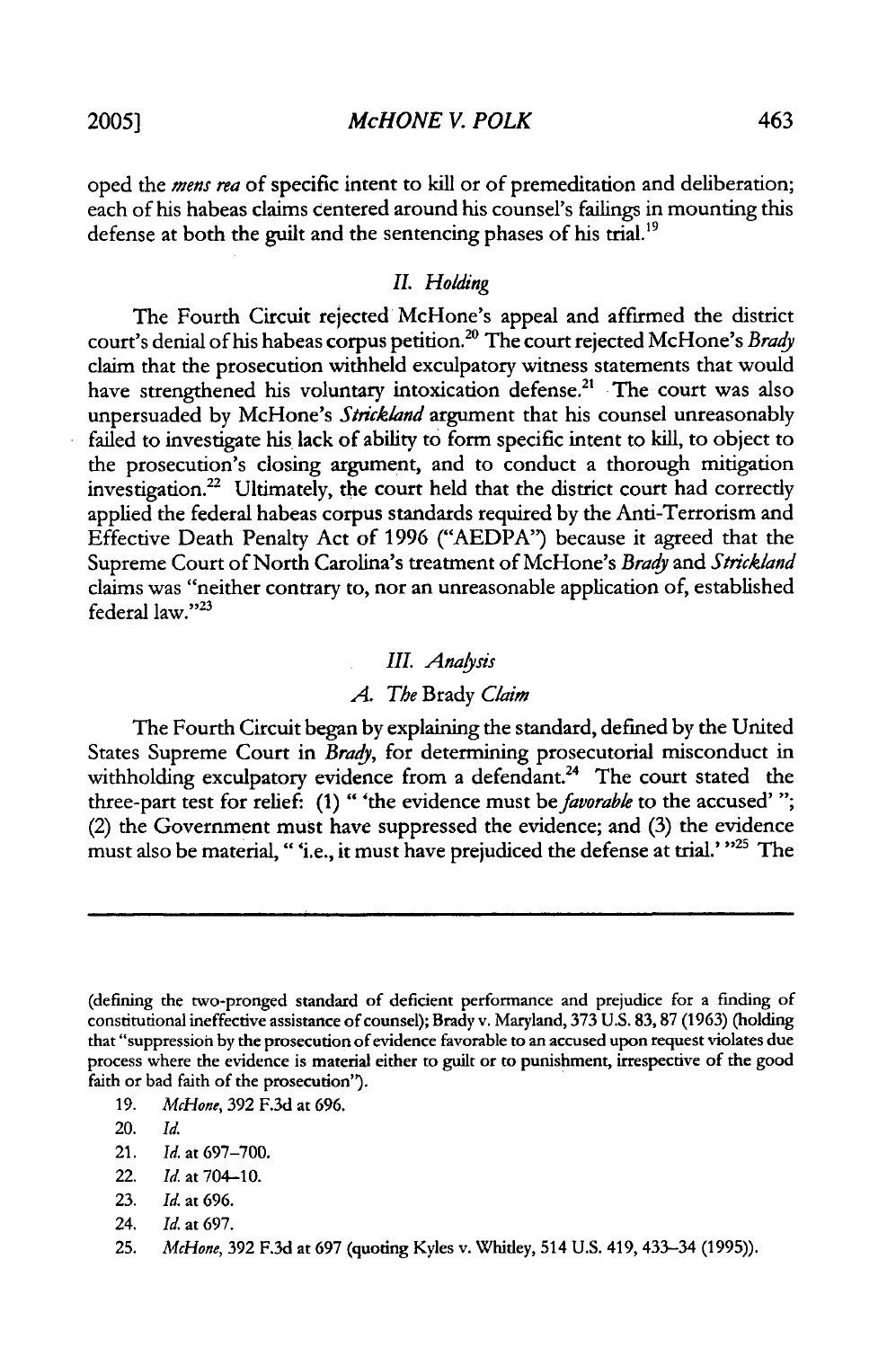oped the *mens rea* of specific intent to kill or of premeditation and deliberation; each of his habeas claims centered around his counsel's failings in mounting this defense at both the guilt and the sentencing phases of his trial.[19]

## *II. Holding*

The Fourth Circuit rejected McHone's appeal and affirmed the district court's denial of his habeas corpus petition.[20] The court rejected McHone's *Brady* claim that the prosecution withheld exculpatory witness statements that would have strengthened his voluntary intoxication defense.[21] The court was also unpersuaded by McHone's *Strickland* argument that his counsel unreasonably failed to investigate his lack of ability to form specific intent to kill, to object to the prosecution's closing argument, and to conduct a thorough mitigation investigation.[22] Ultimately, the court held that the district court had correctly applied the federal habeas corpus standards required by the Anti-Terrorism and Effective Death Penalty Act of 1996 ("AEDPA") because it agreed that the Supreme Court of North Carolina's treatment of McHone's *Brady* and *Strickland* claims was "neither contrary to, nor an unreasonable application of, established federal law."[23]

## *III. Analysis*

### *A. The* Brady *Claim*

The Fourth Circuit began by explaining the standard, defined by the United States Supreme Court in *Brady*, for determining prosecutorial misconduct in withholding exculpatory evidence from a defendant.[24] The court stated the three-part test for relief: (1) " 'the evidence must be *favorable* to the accused' "; (2) the Government must have suppressed the evidence; and (3) the evidence must also be material, " 'i.e., it must have prejudiced the defense at trial.' "[25] The

---

(defining the two-pronged standard of deficient performance and prejudice for a finding of constitutional ineffective assistance of counsel); Brady v. Maryland, 373 U.S. 83, 87 (1963) (holding that "suppression by the prosecution of evidence favorable to an accused upon request violates due process where the evidence is material either to guilt or to punishment, irrespective of the good faith or bad faith of the prosecution").

19. *McHone*, 392 F.3d at 696.
20. *Id.*
21. *Id.* at 697–700.
22. *Id.* at 704–10.
23. *Id.* at 696.
24. *Id.* at 697.
25. *McHone*, 392 F.3d at 697 (quoting Kyles v. Whitley, 514 U.S. 419, 433–34 (1995)).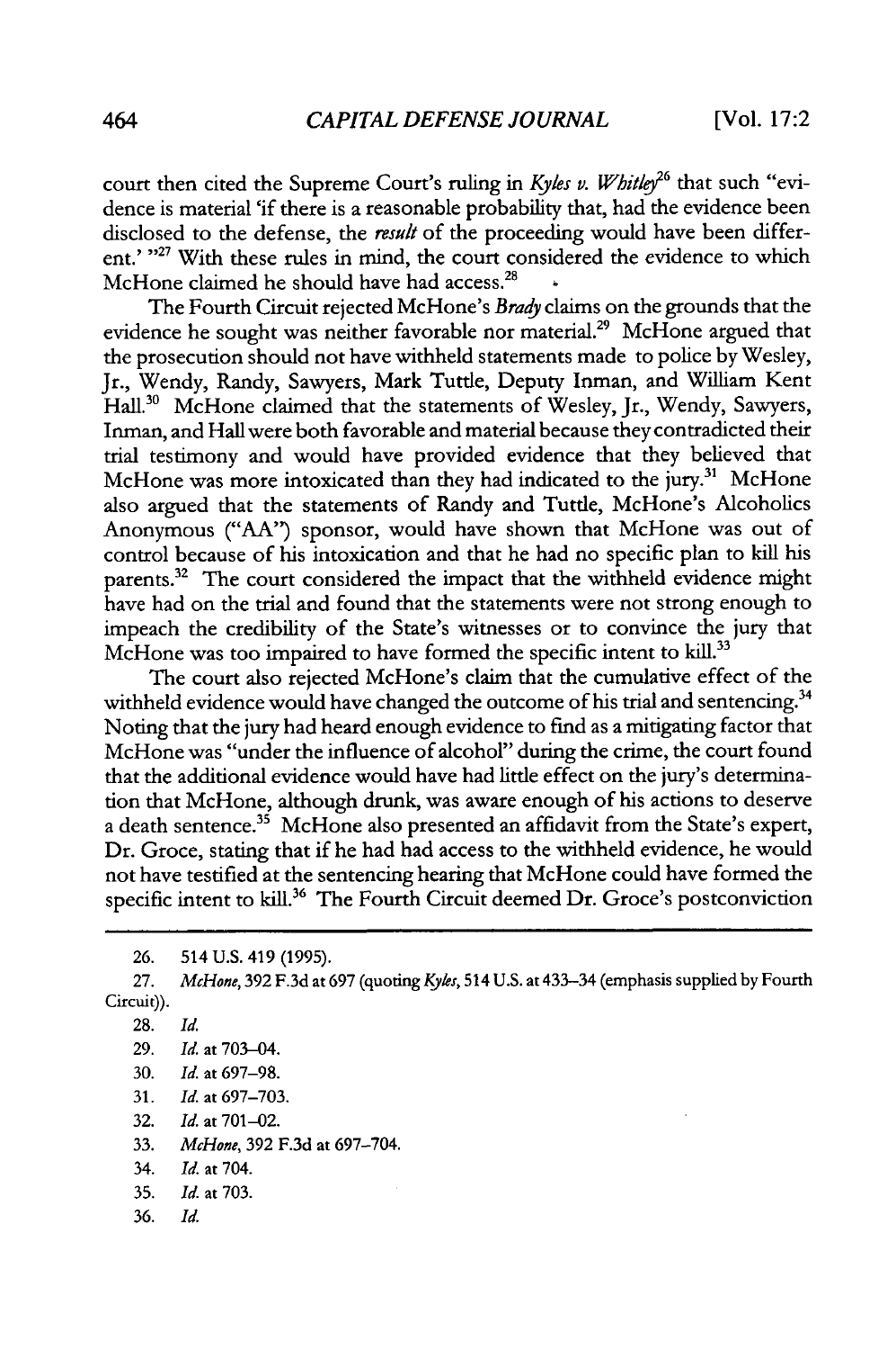court then cited the Supreme Court's ruling in *Kyles v. Whitley*[26] that such "evidence is material 'if there is a reasonable probability that, had the evidence been disclosed to the defense, the *result* of the proceeding would have been different.' "[27] With these rules in mind, the court considered the evidence to which McHone claimed he should have had access.[28]

The Fourth Circuit rejected McHone's *Brady* claims on the grounds that the evidence he sought was neither favorable nor material.[29] McHone argued that the prosecution should not have withheld statements made to police by Wesley, Jr., Wendy, Randy, Sawyers, Mark Tuttle, Deputy Inman, and William Kent Hall.[30] McHone claimed that the statements of Wesley, Jr., Wendy, Sawyers, Inman, and Hall were both favorable and material because they contradicted their trial testimony and would have provided evidence that they believed that McHone was more intoxicated than they had indicated to the jury.[31] McHone also argued that the statements of Randy and Tuttle, McHone's Alcoholics Anonymous ("AA") sponsor, would have shown that McHone was out of control because of his intoxication and that he had no specific plan to kill his parents.[32] The court considered the impact that the withheld evidence might have had on the trial and found that the statements were not strong enough to impeach the credibility of the State's witnesses or to convince the jury that McHone was too impaired to have formed the specific intent to kill.[33]

The court also rejected McHone's claim that the cumulative effect of the withheld evidence would have changed the outcome of his trial and sentencing.[34] Noting that the jury had heard enough evidence to find as a mitigating factor that McHone was "under the influence of alcohol" during the crime, the court found that the additional evidence would have had little effect on the jury's determination that McHone, although drunk, was aware enough of his actions to deserve a death sentence.[35] McHone also presented an affidavit from the State's expert, Dr. Groce, stating that if he had had access to the withheld evidence, he would not have testified at the sentencing hearing that McHone could have formed the specific intent to kill.[36] The Fourth Circuit deemed Dr. Groce's postconviction

---

26. 514 U.S. 419 (1995).

27. *McHone*, 392 F.3d at 697 (quoting *Kyles*, 514 U.S. at 433–34 (emphasis supplied by Fourth Circuit)).

28. *Id.*

29. *Id.* at 703–04.

30. *Id.* at 697–98.

31. *Id.* at 697–703.

32. *Id.* at 701–02.

33. *McHone*, 392 F.3d at 697–704.

34. *Id.* at 704.

35. *Id.* at 703.

36. *Id.*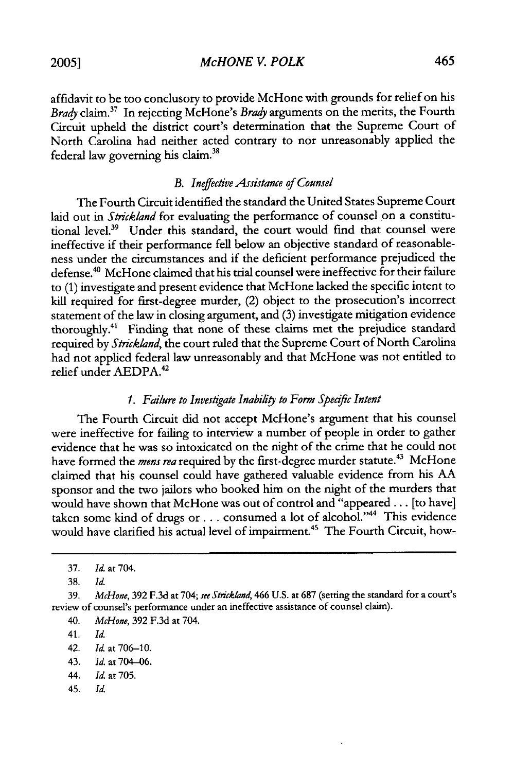affidavit to be too conclusory to provide McHone with grounds for relief on his *Brady* claim.[37] In rejecting McHone's *Brady* arguments on the merits, the Fourth Circuit upheld the district court's determination that the Supreme Court of North Carolina had neither acted contrary to nor unreasonably applied the federal law governing his claim.[38]

### *B. Ineffective Assistance of Counsel*

The Fourth Circuit identified the standard the United States Supreme Court laid out in *Strickland* for evaluating the performance of counsel on a constitutional level.[39] Under this standard, the court would find that counsel were ineffective if their performance fell below an objective standard of reasonableness under the circumstances and if the deficient performance prejudiced the defense.[40] McHone claimed that his trial counsel were ineffective for their failure to (1) investigate and present evidence that McHone lacked the specific intent to kill required for first-degree murder, (2) object to the prosecution's incorrect statement of the law in closing argument, and (3) investigate mitigation evidence thoroughly.[41] Finding that none of these claims met the prejudice standard required by *Strickland*, the court ruled that the Supreme Court of North Carolina had not applied federal law unreasonably and that McHone was not entitled to relief under AEDPA.[42]

#### *1. Failure to Investigate Inability to Form Specific Intent*

The Fourth Circuit did not accept McHone's argument that his counsel were ineffective for failing to interview a number of people in order to gather evidence that he was so intoxicated on the night of the crime that he could not have formed the *mens rea* required by the first-degree murder statute.[43] McHone claimed that his counsel could have gathered valuable evidence from his AA sponsor and the two jailors who booked him on the night of the murders that would have shown that McHone was out of control and "appeared . . . [to have] taken some kind of drugs or . . . consumed a lot of alcohol."[44] This evidence would have clarified his actual level of impairment.[45] The Fourth Circuit, how-

---

37. *Id.* at 704.

38. *Id.*

39. *McHone*, 392 F.3d at 704; *see Strickland*, 466 U.S. at 687 (setting the standard for a court's review of counsel's performance under an ineffective assistance of counsel claim).

40. *McHone*, 392 F.3d at 704.

41. *Id.*

42. *Id.* at 706–10.

43. *Id.* at 704–06.

44. *Id.* at 705.

45. *Id.*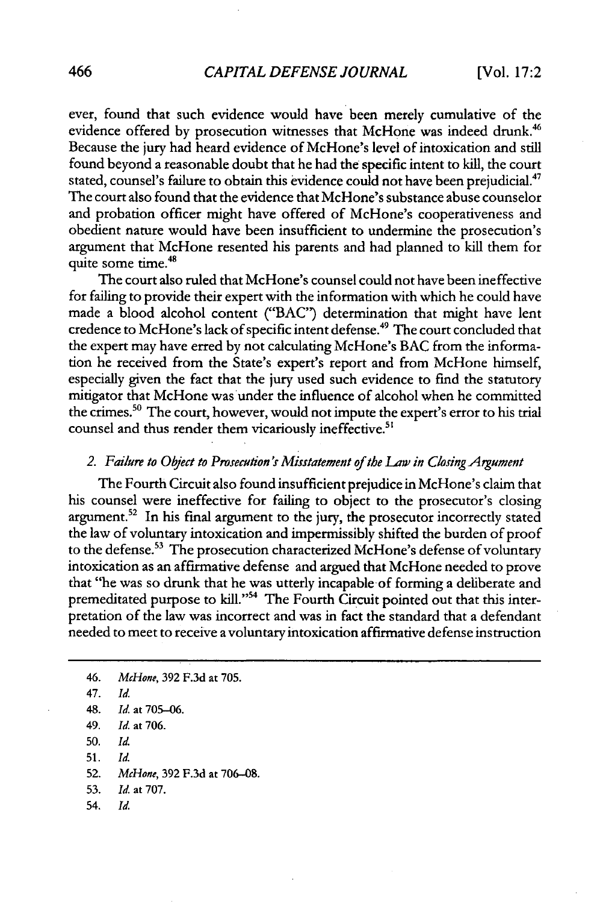ever, found that such evidence would have been merely cumulative of the evidence offered by prosecution witnesses that McHone was indeed drunk.[46] Because the jury had heard evidence of McHone's level of intoxication and still found beyond a reasonable doubt that he had the specific intent to kill, the court stated, counsel's failure to obtain this evidence could not have been prejudicial.[47] The court also found that the evidence that McHone's substance abuse counselor and probation officer might have offered of McHone's cooperativeness and obedient nature would have been insufficient to undermine the prosecution's argument that McHone resented his parents and had planned to kill them for quite some time.[48]

The court also ruled that McHone's counsel could not have been ineffective for failing to provide their expert with the information with which he could have made a blood alcohol content ("BAC") determination that might have lent credence to McHone's lack of specific intent defense.[49] The court concluded that the expert may have erred by not calculating McHone's BAC from the information he received from the State's expert's report and from McHone himself, especially given the fact that the jury used such evidence to find the statutory mitigator that McHone was under the influence of alcohol when he committed the crimes.[50] The court, however, would not impute the expert's error to his trial counsel and thus render them vicariously ineffective.[51]

### *2. Failure to Object to Prosecution's Misstatement of the Law in Closing Argument*

The Fourth Circuit also found insufficient prejudice in McHone's claim that his counsel were ineffective for failing to object to the prosecutor's closing argument.[52] In his final argument to the jury, the prosecutor incorrectly stated the law of voluntary intoxication and impermissibly shifted the burden of proof to the defense.[53] The prosecution characterized McHone's defense of voluntary intoxication as an affirmative defense and argued that McHone needed to prove that "he was so drunk that he was utterly incapable of forming a deliberate and premeditated purpose to kill."[54] The Fourth Circuit pointed out that this interpretation of the law was incorrect and was in fact the standard that a defendant needed to meet to receive a voluntary intoxication affirmative defense instruction

46. *McHone*, 392 F.3d at 705.
47. *Id.*
48. *Id.* at 705–06.
49. *Id.* at 706.
50. *Id.*
51. *Id.*
52. *McHone*, 392 F.3d at 706–08.
53. *Id.* at 707.
54. *Id.*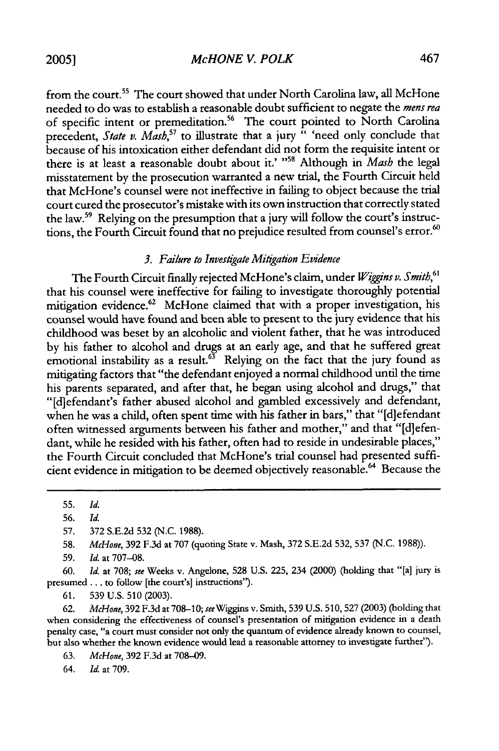from the court.[55] The court showed that under North Carolina law, all McHone needed to do was to establish a reasonable doubt sufficient to negate the *mens rea* of specific intent or premeditation.[56] The court pointed to North Carolina precedent, *State v. Mash*,[57] to illustrate that a jury " 'need only conclude that because of his intoxication either defendant did not form the requisite intent or there is at least a reasonable doubt about it.' "[58] Although in *Mash* the legal misstatement by the prosecution warranted a new trial, the Fourth Circuit held that McHone's counsel were not ineffective in failing to object because the trial court cured the prosecutor's mistake with its own instruction that correctly stated the law.[59] Relying on the presumption that a jury will follow the court's instructions, the Fourth Circuit found that no prejudice resulted from counsel's error.[60]

### *3. Failure to Investigate Mitigation Evidence*

The Fourth Circuit finally rejected McHone's claim, under *Wiggins v. Smith*,[61] that his counsel were ineffective for failing to investigate thoroughly potential mitigation evidence.[62] McHone claimed that with a proper investigation, his counsel would have found and been able to present to the jury evidence that his childhood was beset by an alcoholic and violent father, that he was introduced by his father to alcohol and drugs at an early age, and that he suffered great emotional instability as a result.[63] Relying on the fact that the jury found as mitigating factors that "the defendant enjoyed a normal childhood until the time his parents separated, and after that, he began using alcohol and drugs," that "[d]efendant's father abused alcohol and gambled excessively and defendant, when he was a child, often spent time with his father in bars," that "[d]efendant often witnessed arguments between his father and mother," and that "[d]efendant, while he resided with his father, often had to reside in undesirable places," the Fourth Circuit concluded that McHone's trial counsel had presented sufficient evidence in mitigation to be deemed objectively reasonable.[64] Because the

---

55. *Id.*

56. *Id.*

57. 372 S.E.2d 532 (N.C. 1988).

58. *McHone*, 392 F.3d at 707 (quoting State v. Mash, 372 S.E.2d 532, 537 (N.C. 1988)).

59. *Id.* at 707–08.

60. *Id.* at 708; *see* Weeks v. Angelone, 528 U.S. 225, 234 (2000) (holding that "[a] jury is presumed . . . to follow [the court's] instructions").

61. 539 U.S. 510 (2003).

62. *McHone*, 392 F.3d at 708–10; *see* Wiggins v. Smith, 539 U.S. 510, 527 (2003) (holding that when considering the effectiveness of counsel's presentation of mitigation evidence in a death penalty case, "a court must consider not only the quantum of evidence already known to counsel, but also whether the known evidence would lead a reasonable attorney to investigate further").

63. *McHone*, 392 F.3d at 708–09.

64. *Id.* at 709.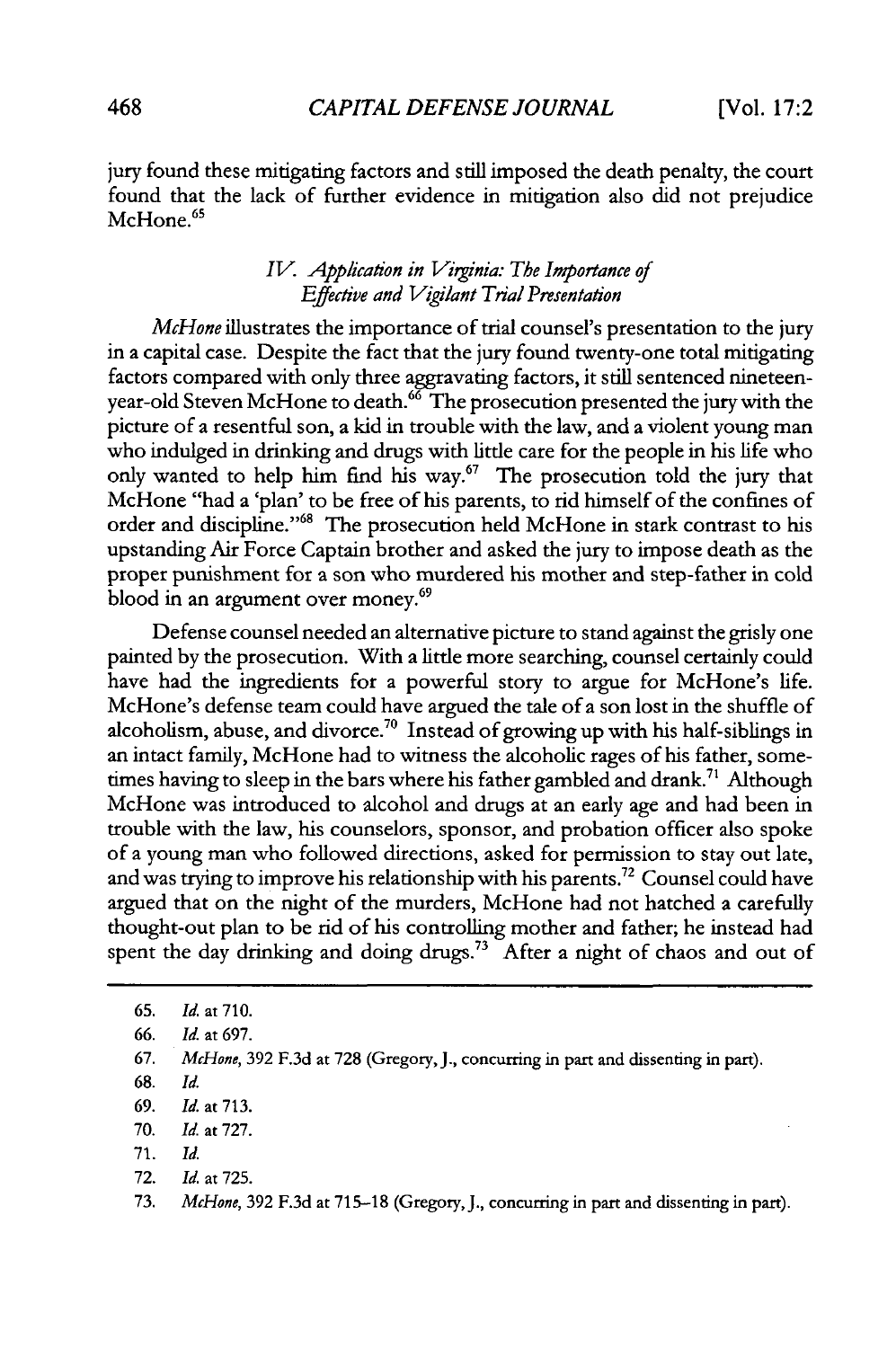jury found these mitigating factors and still imposed the death penalty, the court found that the lack of further evidence in mitigation also did not prejudice McHone.[65]

### *IV. Application in Virginia: The Importance of Effective and Vigilant Trial Presentation*

*McHone* illustrates the importance of trial counsel's presentation to the jury in a capital case. Despite the fact that the jury found twenty-one total mitigating factors compared with only three aggravating factors, it still sentenced nineteen-year-old Steven McHone to death.[66] The prosecution presented the jury with the picture of a resentful son, a kid in trouble with the law, and a violent young man who indulged in drinking and drugs with little care for the people in his life who only wanted to help him find his way.[67] The prosecution told the jury that McHone "had a 'plan' to be free of his parents, to rid himself of the confines of order and discipline."[68] The prosecution held McHone in stark contrast to his upstanding Air Force Captain brother and asked the jury to impose death as the proper punishment for a son who murdered his mother and step-father in cold blood in an argument over money.[69]

Defense counsel needed an alternative picture to stand against the grisly one painted by the prosecution. With a little more searching, counsel certainly could have had the ingredients for a powerful story to argue for McHone's life. McHone's defense team could have argued the tale of a son lost in the shuffle of alcoholism, abuse, and divorce.[70] Instead of growing up with his half-siblings in an intact family, McHone had to witness the alcoholic rages of his father, sometimes having to sleep in the bars where his father gambled and drank.[71] Although McHone was introduced to alcohol and drugs at an early age and had been in trouble with the law, his counselors, sponsor, and probation officer also spoke of a young man who followed directions, asked for permission to stay out late, and was trying to improve his relationship with his parents.[72] Counsel could have argued that on the night of the murders, McHone had not hatched a carefully thought-out plan to be rid of his controlling mother and father; he instead had spent the day drinking and doing drugs.[73] After a night of chaos and out of

---

65. *Id.* at 710.
66. *Id.* at 697.
67. *McHone*, 392 F.3d at 728 (Gregory, J., concurring in part and dissenting in part).
68. *Id.*
69. *Id.* at 713.
70. *Id.* at 727.
71. *Id.*
72. *Id.* at 725.
73. *McHone*, 392 F.3d at 715–18 (Gregory, J., concurring in part and dissenting in part).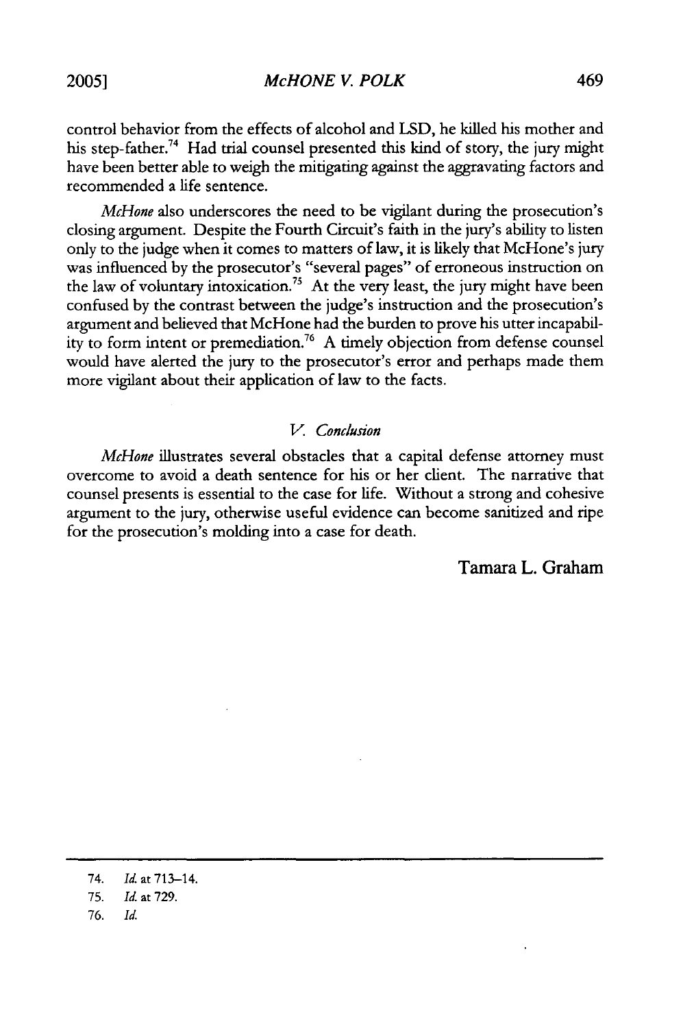control behavior from the effects of alcohol and LSD, he killed his mother and his step-father.[74] Had trial counsel presented this kind of story, the jury might have been better able to weigh the mitigating against the aggravating factors and recommended a life sentence.

*McHone* also underscores the need to be vigilant during the prosecution's closing argument. Despite the Fourth Circuit's faith in the jury's ability to listen only to the judge when it comes to matters of law, it is likely that McHone's jury was influenced by the prosecutor's "several pages" of erroneous instruction on the law of voluntary intoxication.[75] At the very least, the jury might have been confused by the contrast between the judge's instruction and the prosecution's argument and believed that McHone had the burden to prove his utter incapability to form intent or premediation.[76] A timely objection from defense counsel would have alerted the jury to the prosecutor's error and perhaps made them more vigilant about their application of law to the facts.

### *V. Conclusion*

*McHone* illustrates several obstacles that a capital defense attorney must overcome to avoid a death sentence for his or her client. The narrative that counsel presents is essential to the case for life. Without a strong and cohesive argument to the jury, otherwise useful evidence can become sanitized and ripe for the prosecution's molding into a case for death.

Tamara L. Graham

---

74. *Id.* at 713–14.

75. *Id.* at 729.

76. *Id.*